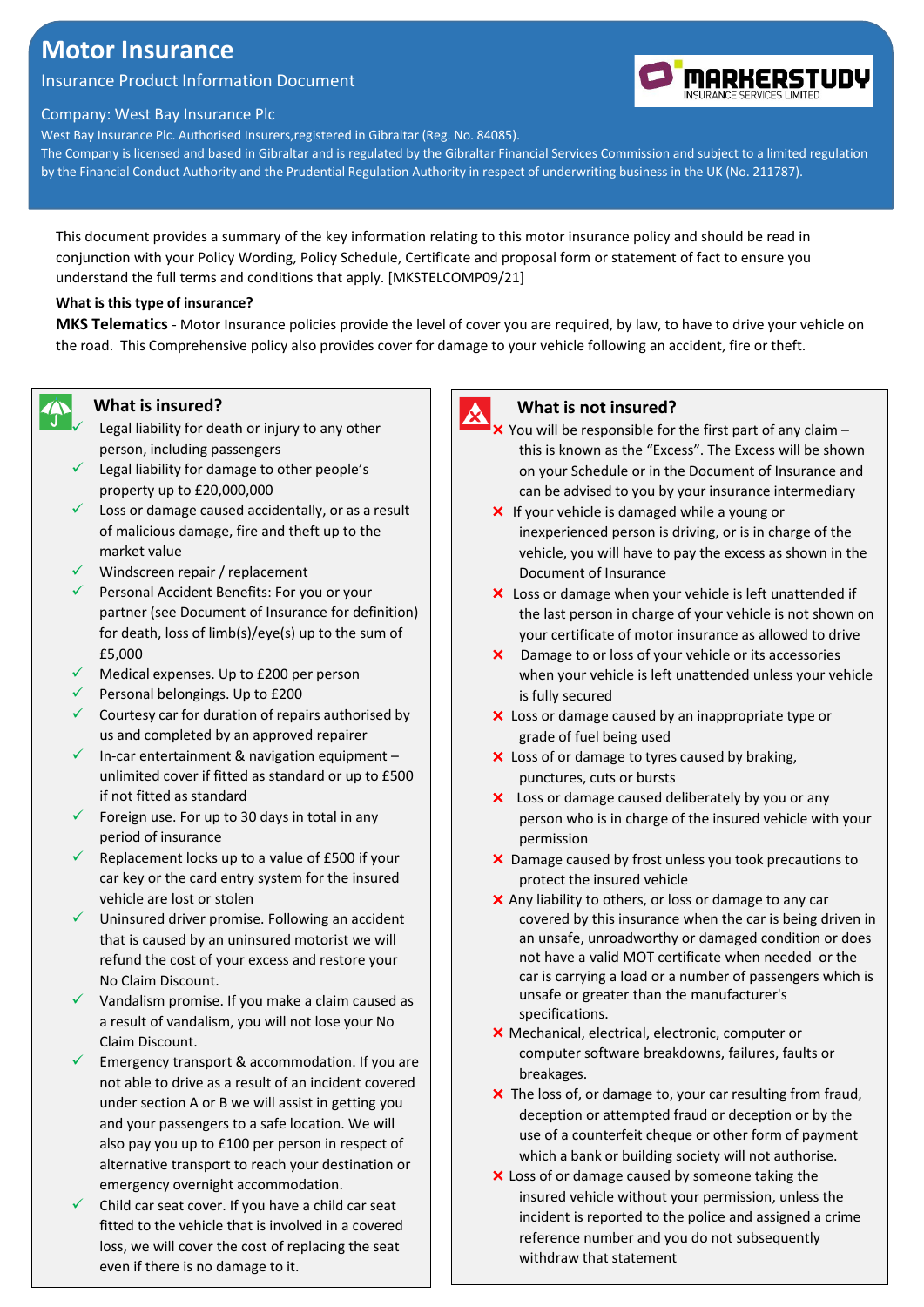# Motor Insurance

Insurance Product Information Document

Company: West Bay Insurance Plc

West Bay Insurance Plc. Authorised Insurers,registered in Gibraltar (Reg. No. 84085).
The Company is licensed and based in Gibraltar and is regulated by the Gibraltar Financial Services Commission and subject to a limited regulation by the Financial Conduct Authority and the Prudential Regulation Authority in respect of underwriting business in the UK (No. 211787).

This document provides a summary of the key information relating to this motor insurance policy and should be read in conjunction with your Policy Wording, Policy Schedule, Certificate and proposal form or statement of fact to ensure you understand the full terms and conditions that apply. [MKSTELCOMP09/21]

**What is this type of insurance?**

**MKS Telematics** - Motor Insurance policies provide the level of cover you are required, by law, to have to drive your vehicle on the road. This Comprehensive policy also provides cover for damage to your vehicle following an accident, fire or theft.

## What is insured?

- ✓ Legal liability for death or injury to any other person, including passengers
- ✓ Legal liability for damage to other people's property up to £20,000,000
- ✓ Loss or damage caused accidentally, or as a result of malicious damage, fire and theft up to the market value
- ✓ Windscreen repair / replacement
- ✓ Personal Accident Benefits: For you or your partner (see Document of Insurance for definition) for death, loss of limb(s)/eye(s) up to the sum of £5,000
- ✓ Medical expenses. Up to £200 per person
- ✓ Personal belongings. Up to £200
- ✓ Courtesy car for duration of repairs authorised by us and completed by an approved repairer
- ✓ In-car entertainment & navigation equipment – unlimited cover if fitted as standard or up to £500 if not fitted as standard
- ✓ Foreign use. For up to 30 days in total in any period of insurance
- ✓ Replacement locks up to a value of £500 if your car key or the card entry system for the insured vehicle are lost or stolen
- ✓ Uninsured driver promise. Following an accident that is caused by an uninsured motorist we will refund the cost of your excess and restore your No Claim Discount.
- ✓ Vandalism promise. If you make a claim caused as a result of vandalism, you will not lose your No Claim Discount.
- ✓ Emergency transport & accommodation. If you are not able to drive as a result of an incident covered under section A or B we will assist in getting you and your passengers to a safe location. We will also pay you up to £100 per person in respect of alternative transport to reach your destination or emergency overnight accommodation.
- ✓ Child car seat cover. If you have a child car seat fitted to the vehicle that is involved in a covered loss, we will cover the cost of replacing the seat even if there is no damage to it.

## What is not insured?

- ✗ You will be responsible for the first part of any claim – this is known as the "Excess". The Excess will be shown on your Schedule or in the Document of Insurance and can be advised to you by your insurance intermediary
- ✗ If your vehicle is damaged while a young or inexperienced person is driving, or is in charge of the vehicle, you will have to pay the excess as shown in the Document of Insurance
- ✗ Loss or damage when your vehicle is left unattended if the last person in charge of your vehicle is not shown on your certificate of motor insurance as allowed to drive
- ✗ Damage to or loss of your vehicle or its accessories when your vehicle is left unattended unless your vehicle is fully secured
- ✗ Loss or damage caused by an inappropriate type or grade of fuel being used
- ✗ Loss of or damage to tyres caused by braking, punctures, cuts or bursts
- ✗ Loss or damage caused deliberately by you or any person who is in charge of the insured vehicle with your permission
- ✗ Damage caused by frost unless you took precautions to protect the insured vehicle
- ✗ Any liability to others, or loss or damage to any car covered by this insurance when the car is being driven in an unsafe, unroadworthy or damaged condition or does not have a valid MOT certificate when needed or the car is carrying a load or a number of passengers which is unsafe or greater than the manufacturer's specifications.
- ✗ Mechanical, electrical, electronic, computer or computer software breakdowns, failures, faults or breakages.
- ✗ The loss of, or damage to, your car resulting from fraud, deception or attempted fraud or deception or by the use of a counterfeit cheque or other form of payment which a bank or building society will not authorise.
- ✗ Loss of or damage caused by someone taking the insured vehicle without your permission, unless the incident is reported to the police and assigned a crime reference number and you do not subsequently withdraw that statement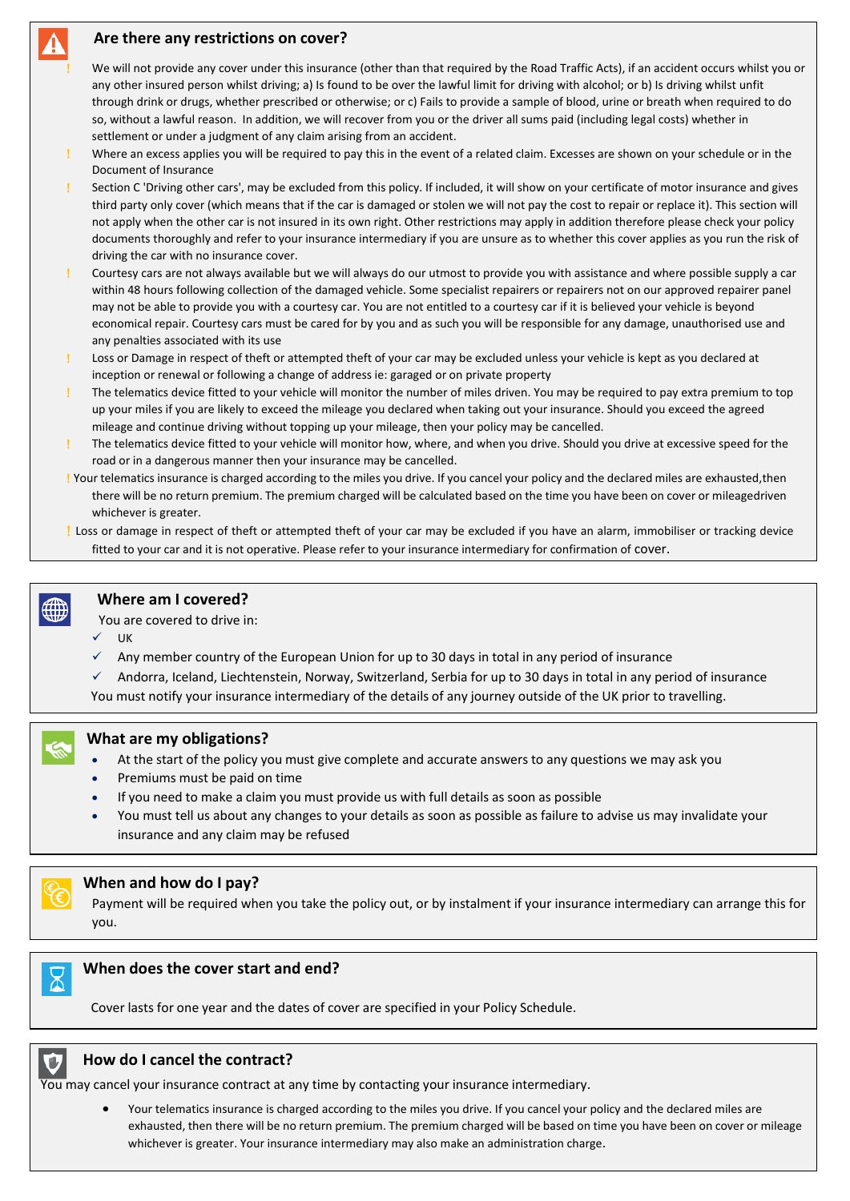## Are there any restrictions on cover?

- ! We will not provide any cover under this insurance (other than that required by the Road Traffic Acts), if an accident occurs whilst you or any other insured person whilst driving; a) Is found to be over the lawful limit for driving with alcohol; or b) Is driving whilst unfit through drink or drugs, whether prescribed or otherwise; or c) Fails to provide a sample of blood, urine or breath when required to do so, without a lawful reason. In addition, we will recover from you or the driver all sums paid (including legal costs) whether in settlement or under a judgment of any claim arising from an accident.
- ! Where an excess applies you will be required to pay this in the event of a related claim. Excesses are shown on your schedule or in the Document of Insurance
- ! Section C 'Driving other cars', may be excluded from this policy. If included, it will show on your certificate of motor insurance and gives third party only cover (which means that if the car is damaged or stolen we will not pay the cost to repair or replace it). This section will not apply when the other car is not insured in its own right. Other restrictions may apply in addition therefore please check your policy documents thoroughly and refer to your insurance intermediary if you are unsure as to whether this cover applies as you run the risk of driving the car with no insurance cover.
- ! Courtesy cars are not always available but we will always do our utmost to provide you with assistance and where possible supply a car within 48 hours following collection of the damaged vehicle. Some specialist repairers or repairers not on our approved repairer panel may not be able to provide you with a courtesy car. You are not entitled to a courtesy car if it is believed your vehicle is beyond economical repair. Courtesy cars must be cared for by you and as such you will be responsible for any damage, unauthorised use and any penalties associated with its use
- ! Loss or Damage in respect of theft or attempted theft of your car may be excluded unless your vehicle is kept as you declared at inception or renewal or following a change of address ie: garaged or on private property
- ! The telematics device fitted to your vehicle will monitor the number of miles driven. You may be required to pay extra premium to top up your miles if you are likely to exceed the mileage you declared when taking out your insurance. Should you exceed the agreed mileage and continue driving without topping up your mileage, then your policy may be cancelled.
- ! The telematics device fitted to your vehicle will monitor how, where, and when you drive. Should you drive at excessive speed for the road or in a dangerous manner then your insurance may be cancelled.
- ! Your telematics insurance is charged according to the miles you drive. If you cancel your policy and the declared miles are exhausted,then there will be no return premium. The premium charged will be calculated based on the time you have been on cover or mileagedriven whichever is greater.
- ! Loss or damage in respect of theft or attempted theft of your car may be excluded if you have an alarm, immobiliser or tracking device fitted to your car and it is not operative. Please refer to your insurance intermediary for confirmation of cover.

## Where am I covered?

You are covered to drive in:

- ✓ UK
- ✓ Any member country of the European Union for up to 30 days in total in any period of insurance
- ✓ Andorra, Iceland, Liechtenstein, Norway, Switzerland, Serbia for up to 30 days in total in any period of insurance

You must notify your insurance intermediary of the details of any journey outside of the UK prior to travelling.

## What are my obligations?

- At the start of the policy you must give complete and accurate answers to any questions we may ask you
- Premiums must be paid on time
- If you need to make a claim you must provide us with full details as soon as possible
- You must tell us about any changes to your details as soon as possible as failure to advise us may invalidate your insurance and any claim may be refused

## When and how do I pay?

Payment will be required when you take the policy out, or by instalment if your insurance intermediary can arrange this for you.

## When does the cover start and end?

Cover lasts for one year and the dates of cover are specified in your Policy Schedule.

## How do I cancel the contract?

You may cancel your insurance contract at any time by contacting your insurance intermediary.

- Your telematics insurance is charged according to the miles you drive. If you cancel your policy and the declared miles are exhausted, then there will be no return premium. The premium charged will be based on time you have been on cover or mileage whichever is greater. Your insurance intermediary may also make an administration charge.